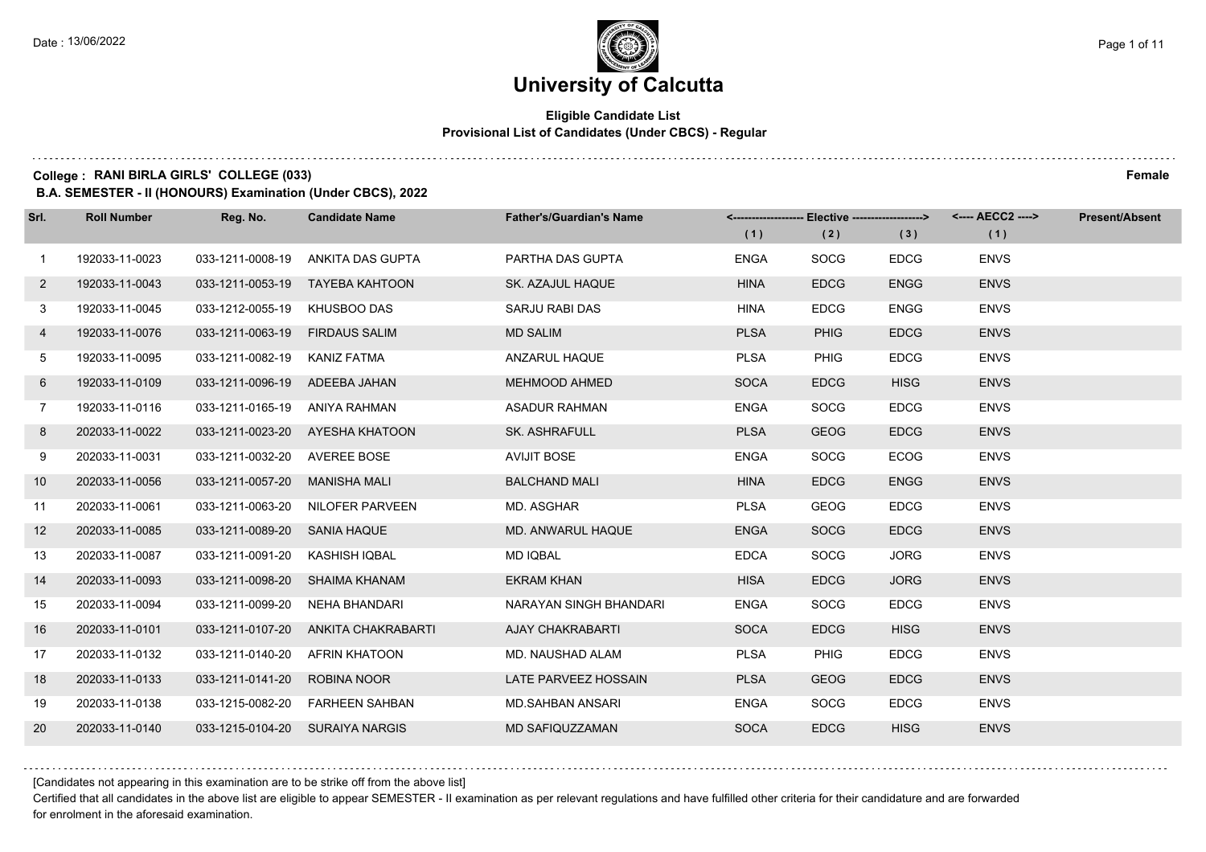Date : 13/06/2022

# University of Calcutta

**Eligible Candidate List**
**Provisional List of Candidates (Under CBCS) - Regular**

**College : RANI BIRLA GIRLS' COLLEGE (033)** **Female**

**B.A. SEMESTER - II (HONOURS) Examination (Under CBCS), 2022**

| Srl. | Roll Number | Reg. No. | Candidate Name | Father's/Guardian's Name | <------------------ Elective ------------------> | | | <---- AECC2 ----> | Present/Absent |
|---|---|---|---|---|---|---|---|---|---|
| | | | | | (1) | (2) | (3) | (1) | |
| 1 | 192033-11-0023 | 033-1211-0008-19 | ANKITA DAS GUPTA | PARTHA DAS GUPTA | ENGA | SOCG | EDCG | ENVS | |
| 2 | 192033-11-0043 | 033-1211-0053-19 | TAYEBA KAHTOON | SK. AZAJUL HAQUE | HINA | EDCG | ENGG | ENVS | |
| 3 | 192033-11-0045 | 033-1212-0055-19 | KHUSBOO DAS | SARJU RABI DAS | HINA | EDCG | ENGG | ENVS | |
| 4 | 192033-11-0076 | 033-1211-0063-19 | FIRDAUS SALIM | MD SALIM | PLSA | PHIG | EDCG | ENVS | |
| 5 | 192033-11-0095 | 033-1211-0082-19 | KANIZ FATMA | ANZARUL HAQUE | PLSA | PHIG | EDCG | ENVS | |
| 6 | 192033-11-0109 | 033-1211-0096-19 | ADEEBA JAHAN | MEHMOOD AHMED | SOCA | EDCG | HISG | ENVS | |
| 7 | 192033-11-0116 | 033-1211-0165-19 | ANIYA RAHMAN | ASADUR RAHMAN | ENGA | SOCG | EDCG | ENVS | |
| 8 | 202033-11-0022 | 033-1211-0023-20 | AYESHA KHATOON | SK. ASHRAFULL | PLSA | GEOG | EDCG | ENVS | |
| 9 | 202033-11-0031 | 033-1211-0032-20 | AVEREE BOSE | AVIJIT BOSE | ENGA | SOCG | ECOG | ENVS | |
| 10 | 202033-11-0056 | 033-1211-0057-20 | MANISHA MALI | BALCHAND MALI | HINA | EDCG | ENGG | ENVS | |
| 11 | 202033-11-0061 | 033-1211-0063-20 | NILOFER PARVEEN | MD. ASGHAR | PLSA | GEOG | EDCG | ENVS | |
| 12 | 202033-11-0085 | 033-1211-0089-20 | SANIA HAQUE | MD. ANWARUL HAQUE | ENGA | SOCG | EDCG | ENVS | |
| 13 | 202033-11-0087 | 033-1211-0091-20 | KASHISH IQBAL | MD IQBAL | EDCA | SOCG | JORG | ENVS | |
| 14 | 202033-11-0093 | 033-1211-0098-20 | SHAIMA KHANAM | EKRAM KHAN | HISA | EDCG | JORG | ENVS | |
| 15 | 202033-11-0094 | 033-1211-0099-20 | NEHA BHANDARI | NARAYAN SINGH BHANDARI | ENGA | SOCG | EDCG | ENVS | |
| 16 | 202033-11-0101 | 033-1211-0107-20 | ANKITA CHAKRABARTI | AJAY CHAKRABARTI | SOCA | EDCG | HISG | ENVS | |
| 17 | 202033-11-0132 | 033-1211-0140-20 | AFRIN KHATOON | MD. NAUSHAD ALAM | PLSA | PHIG | EDCG | ENVS | |
| 18 | 202033-11-0133 | 033-1211-0141-20 | ROBINA NOOR | LATE PARVEEZ HOSSAIN | PLSA | GEOG | EDCG | ENVS | |
| 19 | 202033-11-0138 | 033-1215-0082-20 | FARHEEN SAHBAN | MD.SAHBAN ANSARI | ENGA | SOCG | EDCG | ENVS | |
| 20 | 202033-11-0140 | 033-1215-0104-20 | SURAIYA NARGIS | MD SAFIQUZZAMAN | SOCA | EDCG | HISG | ENVS | |

[Candidates not appearing in this examination are to be strike off from the above list]

Certified that all candidates in the above list are eligible to appear SEMESTER - II examination as per relevant regulations and have fulfilled other criteria for their candidature and are forwarded for enrolment in the aforesaid examination.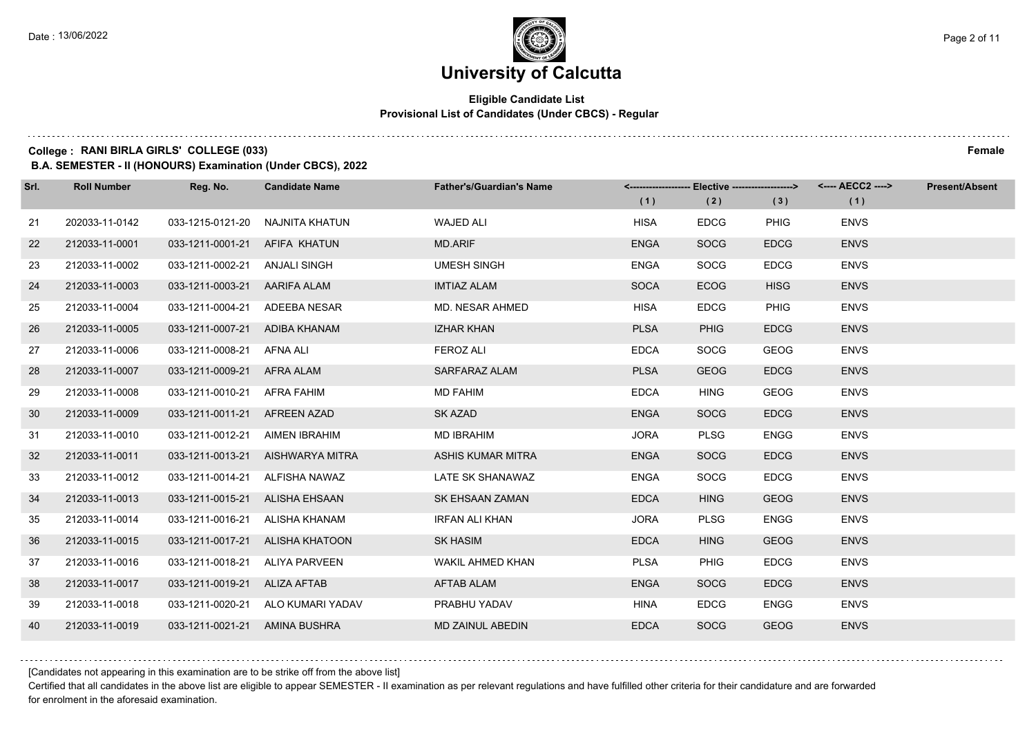# University of Calcutta

**Eligible Candidate List**
**Provisional List of Candidates (Under CBCS) - Regular**

**College : RANI BIRLA GIRLS' COLLEGE (033)** **Female**

**B.A. SEMESTER - II (HONOURS) Examination (Under CBCS), 2022**

| Srl. | Roll Number | Reg. No. | Candidate Name | Father's/Guardian's Name | Elective (1) | Elective (2) | Elective (3) | AECC2 (1) | Present/Absent |
|---|---|---|---|---|---|---|---|---|---|
| 21 | 202033-11-0142 | 033-1215-0121-20 | NAJNITA KHATUN | WAJED ALI | HISA | EDCG | PHIG | ENVS | |
| 22 | 212033-11-0001 | 033-1211-0001-21 | AFIFA KHATUN | MD.ARIF | ENGA | SOCG | EDCG | ENVS | |
| 23 | 212033-11-0002 | 033-1211-0002-21 | ANJALI SINGH | UMESH SINGH | ENGA | SOCG | EDCG | ENVS | |
| 24 | 212033-11-0003 | 033-1211-0003-21 | AARIFA ALAM | IMTIAZ ALAM | SOCA | ECOG | HISG | ENVS | |
| 25 | 212033-11-0004 | 033-1211-0004-21 | ADEEBA NESAR | MD. NESAR AHMED | HISA | EDCG | PHIG | ENVS | |
| 26 | 212033-11-0005 | 033-1211-0007-21 | ADIBA KHANAM | IZHAR KHAN | PLSA | PHIG | EDCG | ENVS | |
| 27 | 212033-11-0006 | 033-1211-0008-21 | AFNA ALI | FEROZ ALI | EDCA | SOCG | GEOG | ENVS | |
| 28 | 212033-11-0007 | 033-1211-0009-21 | AFRA ALAM | SARFARAZ ALAM | PLSA | GEOG | EDCG | ENVS | |
| 29 | 212033-11-0008 | 033-1211-0010-21 | AFRA FAHIM | MD FAHIM | EDCA | HING | GEOG | ENVS | |
| 30 | 212033-11-0009 | 033-1211-0011-21 | AFREEN AZAD | SK AZAD | ENGA | SOCG | EDCG | ENVS | |
| 31 | 212033-11-0010 | 033-1211-0012-21 | AIMEN IBRAHIM | MD IBRAHIM | JORA | PLSG | ENGG | ENVS | |
| 32 | 212033-11-0011 | 033-1211-0013-21 | AISHWARYA MITRA | ASHIS KUMAR MITRA | ENGA | SOCG | EDCG | ENVS | |
| 33 | 212033-11-0012 | 033-1211-0014-21 | ALFISHA NAWAZ | LATE SK SHANAWAZ | ENGA | SOCG | EDCG | ENVS | |
| 34 | 212033-11-0013 | 033-1211-0015-21 | ALISHA EHSAAN | SK EHSAAN ZAMAN | EDCA | HING | GEOG | ENVS | |
| 35 | 212033-11-0014 | 033-1211-0016-21 | ALISHA KHANAM | IRFAN ALI KHAN | JORA | PLSG | ENGG | ENVS | |
| 36 | 212033-11-0015 | 033-1211-0017-21 | ALISHA KHATOON | SK HASIM | EDCA | HING | GEOG | ENVS | |
| 37 | 212033-11-0016 | 033-1211-0018-21 | ALIYA PARVEEN | WAKIL AHMED KHAN | PLSA | PHIG | EDCG | ENVS | |
| 38 | 212033-11-0017 | 033-1211-0019-21 | ALIZA AFTAB | AFTAB ALAM | ENGA | SOCG | EDCG | ENVS | |
| 39 | 212033-11-0018 | 033-1211-0020-21 | ALO KUMARI YADAV | PRABHU YADAV | HINA | EDCG | ENGG | ENVS | |
| 40 | 212033-11-0019 | 033-1211-0021-21 | AMINA BUSHRA | MD ZAINUL ABEDIN | EDCA | SOCG | GEOG | ENVS | |

[Candidates not appearing in this examination are to be strike off from the above list]

Certified that all candidates in the above list are eligible to appear SEMESTER - II examination as per relevant regulations and have fulfilled other criteria for their candidature and are forwarded for enrolment in the aforesaid examination.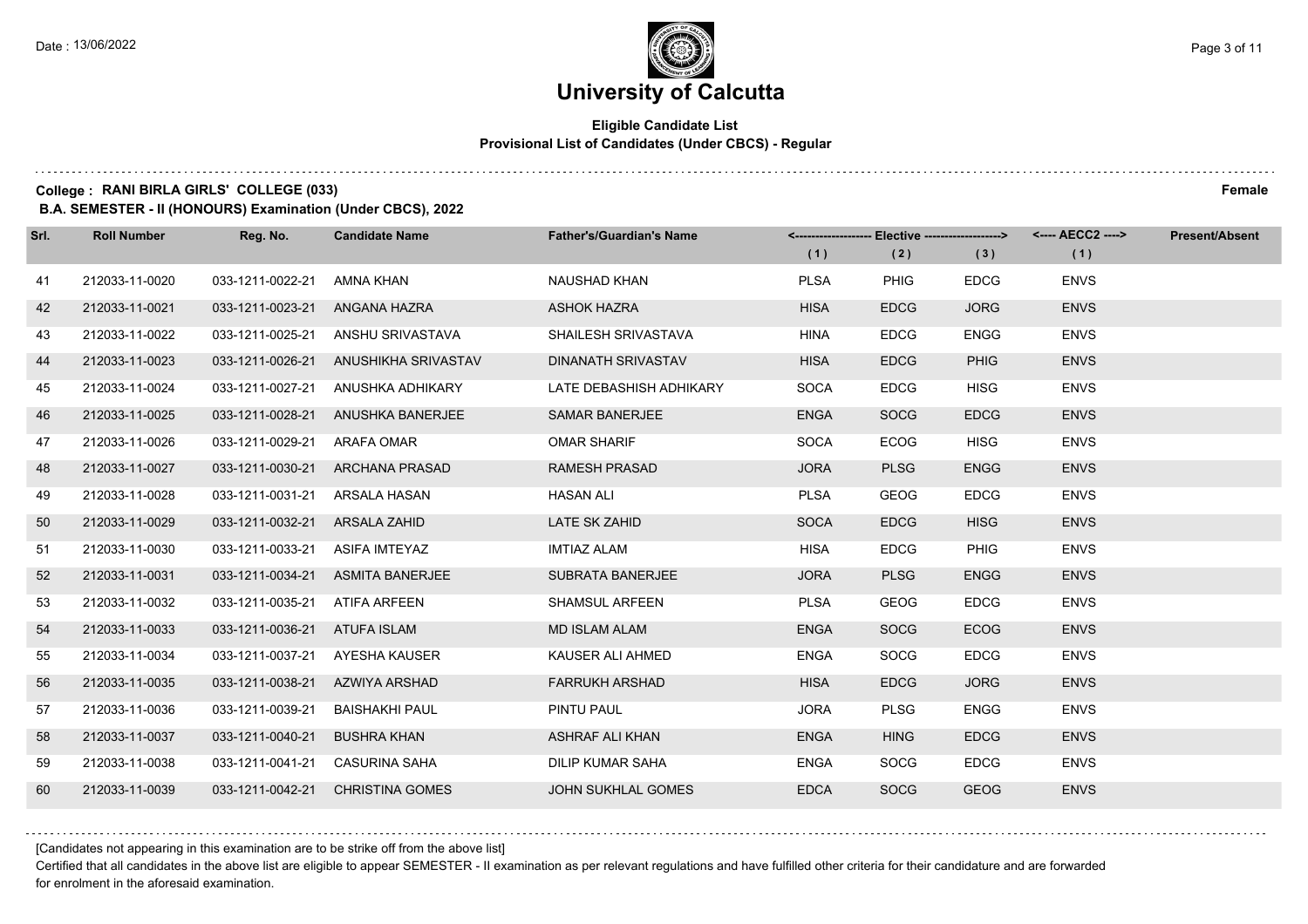# University of Calcutta

**Eligible Candidate List**
**Provisional List of Candidates (Under CBCS) - Regular**

**College : RANI BIRLA GIRLS' COLLEGE (033)** **Female**

**B.A. SEMESTER - II (HONOURS) Examination (Under CBCS), 2022**

| Srl. | Roll Number | Reg. No. | Candidate Name | Father's/Guardian's Name | Elective (1) | Elective (2) | Elective (3) | AECC2 (1) | Present/Absent |
|---|---|---|---|---|---|---|---|---|---|
| 41 | 212033-11-0020 | 033-1211-0022-21 | AMNA KHAN | NAUSHAD KHAN | PLSA | PHIG | EDCG | ENVS | |
| 42 | 212033-11-0021 | 033-1211-0023-21 | ANGANA HAZRA | ASHOK HAZRA | HISA | EDCG | JORG | ENVS | |
| 43 | 212033-11-0022 | 033-1211-0025-21 | ANSHU SRIVASTAVA | SHAILESH SRIVASTAVA | HINA | EDCG | ENGG | ENVS | |
| 44 | 212033-11-0023 | 033-1211-0026-21 | ANUSHIKHA SRIVASTAV | DINANATH SRIVASTAV | HISA | EDCG | PHIG | ENVS | |
| 45 | 212033-11-0024 | 033-1211-0027-21 | ANUSHKA ADHIKARY | LATE DEBASHISH ADHIKARY | SOCA | EDCG | HISG | ENVS | |
| 46 | 212033-11-0025 | 033-1211-0028-21 | ANUSHKA BANERJEE | SAMAR BANERJEE | ENGA | SOCG | EDCG | ENVS | |
| 47 | 212033-11-0026 | 033-1211-0029-21 | ARAFA OMAR | OMAR SHARIF | SOCA | ECOG | HISG | ENVS | |
| 48 | 212033-11-0027 | 033-1211-0030-21 | ARCHANA PRASAD | RAMESH PRASAD | JORA | PLSG | ENGG | ENVS | |
| 49 | 212033-11-0028 | 033-1211-0031-21 | ARSALA HASAN | HASAN ALI | PLSA | GEOG | EDCG | ENVS | |
| 50 | 212033-11-0029 | 033-1211-0032-21 | ARSALA ZAHID | LATE SK ZAHID | SOCA | EDCG | HISG | ENVS | |
| 51 | 212033-11-0030 | 033-1211-0033-21 | ASIFA IMTEYAZ | IMTIAZ ALAM | HISA | EDCG | PHIG | ENVS | |
| 52 | 212033-11-0031 | 033-1211-0034-21 | ASMITA BANERJEE | SUBRATA BANERJEE | JORA | PLSG | ENGG | ENVS | |
| 53 | 212033-11-0032 | 033-1211-0035-21 | ATIFA ARFEEN | SHAMSUL ARFEEN | PLSA | GEOG | EDCG | ENVS | |
| 54 | 212033-11-0033 | 033-1211-0036-21 | ATUFA ISLAM | MD ISLAM ALAM | ENGA | SOCG | ECOG | ENVS | |
| 55 | 212033-11-0034 | 033-1211-0037-21 | AYESHA KAUSER | KAUSER ALI AHMED | ENGA | SOCG | EDCG | ENVS | |
| 56 | 212033-11-0035 | 033-1211-0038-21 | AZWIYA ARSHAD | FARRUKH ARSHAD | HISA | EDCG | JORG | ENVS | |
| 57 | 212033-11-0036 | 033-1211-0039-21 | BAISHAKHI PAUL | PINTU PAUL | JORA | PLSG | ENGG | ENVS | |
| 58 | 212033-11-0037 | 033-1211-0040-21 | BUSHRA KHAN | ASHRAF ALI KHAN | ENGA | HING | EDCG | ENVS | |
| 59 | 212033-11-0038 | 033-1211-0041-21 | CASURINA SAHA | DILIP KUMAR SAHA | ENGA | SOCG | EDCG | ENVS | |
| 60 | 212033-11-0039 | 033-1211-0042-21 | CHRISTINA GOMES | JOHN SUKHLAL GOMES | EDCA | SOCG | GEOG | ENVS | |

[Candidates not appearing in this examination are to be strike off from the above list]

Certified that all candidates in the above list are eligible to appear SEMESTER - II examination as per relevant regulations and have fulfilled other criteria for their candidature and are forwarded for enrolment in the aforesaid examination.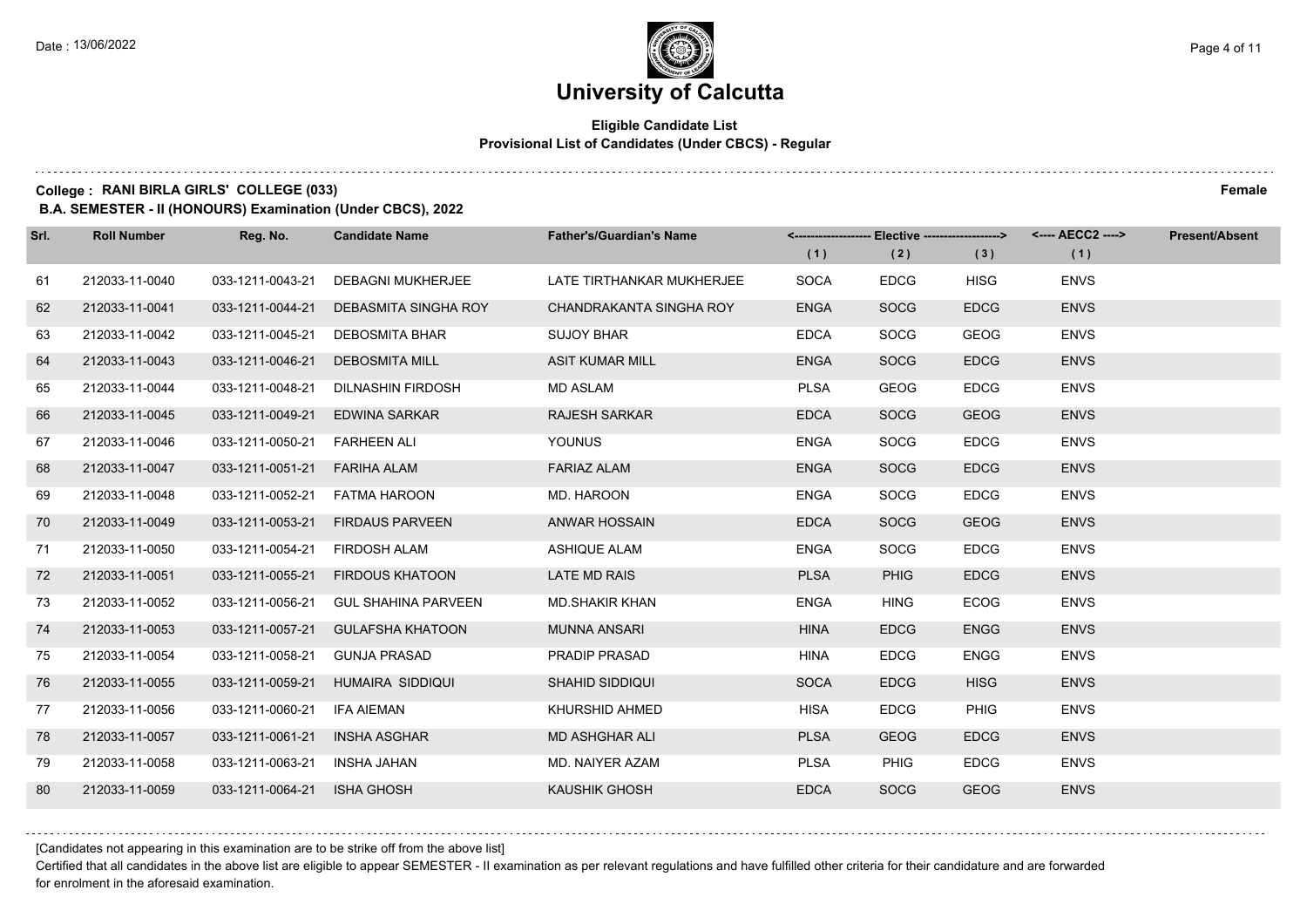# University of Calcutta

**Eligible Candidate List**
**Provisional List of Candidates (Under CBCS) - Regular**

**College : RANI BIRLA GIRLS' COLLEGE (033)** **Female**

**B.A. SEMESTER - II (HONOURS) Examination (Under CBCS), 2022**

| Srl. | Roll Number | Reg. No. | Candidate Name | Father's/Guardian's Name | Elective (1) | Elective (2) | Elective (3) | AECC2 (1) | Present/Absent |
|---|---|---|---|---|---|---|---|---|---|
| 61 | 212033-11-0040 | 033-1211-0043-21 | DEBAGNI MUKHERJEE | LATE TIRTHANKAR MUKHERJEE | SOCA | EDCG | HISG | ENVS | |
| 62 | 212033-11-0041 | 033-1211-0044-21 | DEBASMITA SINGHA ROY | CHANDRAKANTA SINGHA ROY | ENGA | SOCG | EDCG | ENVS | |
| 63 | 212033-11-0042 | 033-1211-0045-21 | DEBOSMITA BHAR | SUJOY BHAR | EDCA | SOCG | GEOG | ENVS | |
| 64 | 212033-11-0043 | 033-1211-0046-21 | DEBOSMITA MILL | ASIT KUMAR MILL | ENGA | SOCG | EDCG | ENVS | |
| 65 | 212033-11-0044 | 033-1211-0048-21 | DILNASHIN FIRDOSH | MD ASLAM | PLSA | GEOG | EDCG | ENVS | |
| 66 | 212033-11-0045 | 033-1211-0049-21 | EDWINA SARKAR | RAJESH SARKAR | EDCA | SOCG | GEOG | ENVS | |
| 67 | 212033-11-0046 | 033-1211-0050-21 | FARHEEN ALI | YOUNUS | ENGA | SOCG | EDCG | ENVS | |
| 68 | 212033-11-0047 | 033-1211-0051-21 | FARIHA ALAM | FARIAZ ALAM | ENGA | SOCG | EDCG | ENVS | |
| 69 | 212033-11-0048 | 033-1211-0052-21 | FATMA HAROON | MD. HAROON | ENGA | SOCG | EDCG | ENVS | |
| 70 | 212033-11-0049 | 033-1211-0053-21 | FIRDAUS PARVEEN | ANWAR HOSSAIN | EDCA | SOCG | GEOG | ENVS | |
| 71 | 212033-11-0050 | 033-1211-0054-21 | FIRDOSH ALAM | ASHIQUE ALAM | ENGA | SOCG | EDCG | ENVS | |
| 72 | 212033-11-0051 | 033-1211-0055-21 | FIRDOUS KHATOON | LATE MD RAIS | PLSA | PHIG | EDCG | ENVS | |
| 73 | 212033-11-0052 | 033-1211-0056-21 | GUL SHAHINA PARVEEN | MD.SHAKIR KHAN | ENGA | HING | ECOG | ENVS | |
| 74 | 212033-11-0053 | 033-1211-0057-21 | GULAFSHA KHATOON | MUNNA ANSARI | HINA | EDCG | ENGG | ENVS | |
| 75 | 212033-11-0054 | 033-1211-0058-21 | GUNJA PRASAD | PRADIP PRASAD | HINA | EDCG | ENGG | ENVS | |
| 76 | 212033-11-0055 | 033-1211-0059-21 | HUMAIRA SIDDIQUI | SHAHID SIDDIQUI | SOCA | EDCG | HISG | ENVS | |
| 77 | 212033-11-0056 | 033-1211-0060-21 | IFA AIEMAN | KHURSHID AHMED | HISA | EDCG | PHIG | ENVS | |
| 78 | 212033-11-0057 | 033-1211-0061-21 | INSHA ASGHAR | MD ASHGHAR ALI | PLSA | GEOG | EDCG | ENVS | |
| 79 | 212033-11-0058 | 033-1211-0063-21 | INSHA JAHAN | MD. NAIYER AZAM | PLSA | PHIG | EDCG | ENVS | |
| 80 | 212033-11-0059 | 033-1211-0064-21 | ISHA GHOSH | KAUSHIK GHOSH | EDCA | SOCG | GEOG | ENVS | |

[Candidates not appearing in this examination are to be strike off from the above list]

Certified that all candidates in the above list are eligible to appear SEMESTER - II examination as per relevant regulations and have fulfilled other criteria for their candidature and are forwarded for enrolment in the aforesaid examination.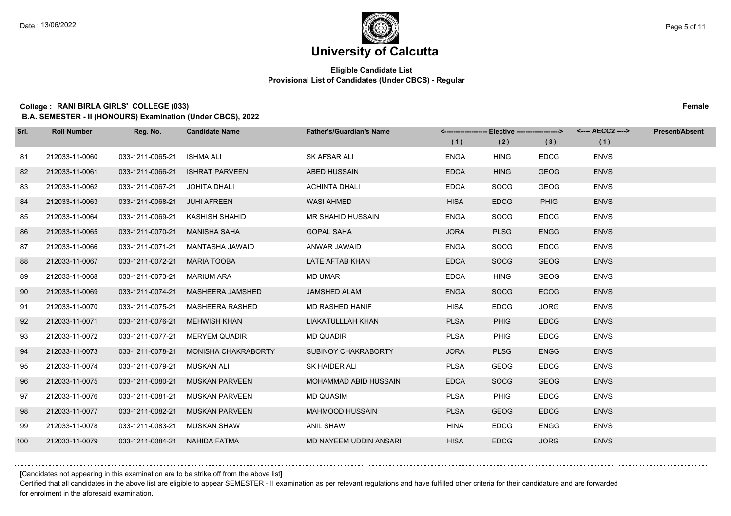# University of Calcutta

**Eligible Candidate List**
**Provisional List of Candidates (Under CBCS) - Regular**

**College : RANI BIRLA GIRLS' COLLEGE (033)** **Female**

**B.A. SEMESTER - II (HONOURS) Examination (Under CBCS), 2022**

| Srl. | Roll Number | Reg. No. | Candidate Name | Father's/Guardian's Name | Elective (1) | Elective (2) | Elective (3) | AECC2 (1) | Present/Absent |
|---|---|---|---|---|---|---|---|---|---|
| 81 | 212033-11-0060 | 033-1211-0065-21 | ISHMA ALI | SK AFSAR ALI | ENGA | HING | EDCG | ENVS | |
| 82 | 212033-11-0061 | 033-1211-0066-21 | ISHRAT PARVEEN | ABED HUSSAIN | EDCA | HING | GEOG | ENVS | |
| 83 | 212033-11-0062 | 033-1211-0067-21 | JOHITA DHALI | ACHINTA DHALI | EDCA | SOCG | GEOG | ENVS | |
| 84 | 212033-11-0063 | 033-1211-0068-21 | JUHI AFREEN | WASI AHMED | HISA | EDCG | PHIG | ENVS | |
| 85 | 212033-11-0064 | 033-1211-0069-21 | KASHISH SHAHID | MR SHAHID HUSSAIN | ENGA | SOCG | EDCG | ENVS | |
| 86 | 212033-11-0065 | 033-1211-0070-21 | MANISHA SAHA | GOPAL SAHA | JORA | PLSG | ENGG | ENVS | |
| 87 | 212033-11-0066 | 033-1211-0071-21 | MANTASHA JAWAID | ANWAR JAWAID | ENGA | SOCG | EDCG | ENVS | |
| 88 | 212033-11-0067 | 033-1211-0072-21 | MARIA TOOBA | LATE AFTAB KHAN | EDCA | SOCG | GEOG | ENVS | |
| 89 | 212033-11-0068 | 033-1211-0073-21 | MARIUM ARA | MD UMAR | EDCA | HING | GEOG | ENVS | |
| 90 | 212033-11-0069 | 033-1211-0074-21 | MASHEERA JAMSHED | JAMSHED ALAM | ENGA | SOCG | ECOG | ENVS | |
| 91 | 212033-11-0070 | 033-1211-0075-21 | MASHEERA RASHED | MD RASHED HANIF | HISA | EDCG | JORG | ENVS | |
| 92 | 212033-11-0071 | 033-1211-0076-21 | MEHWISH KHAN | LIAKATULLLAH KHAN | PLSA | PHIG | EDCG | ENVS | |
| 93 | 212033-11-0072 | 033-1211-0077-21 | MERYEM QUADIR | MD QUADIR | PLSA | PHIG | EDCG | ENVS | |
| 94 | 212033-11-0073 | 033-1211-0078-21 | MONISHA CHAKRABORTY | SUBINOY CHAKRABORTY | JORA | PLSG | ENGG | ENVS | |
| 95 | 212033-11-0074 | 033-1211-0079-21 | MUSKAN ALI | SK HAIDER ALI | PLSA | GEOG | EDCG | ENVS | |
| 96 | 212033-11-0075 | 033-1211-0080-21 | MUSKAN PARVEEN | MOHAMMAD ABID HUSSAIN | EDCA | SOCG | GEOG | ENVS | |
| 97 | 212033-11-0076 | 033-1211-0081-21 | MUSKAN PARVEEN | MD QUASIM | PLSA | PHIG | EDCG | ENVS | |
| 98 | 212033-11-0077 | 033-1211-0082-21 | MUSKAN PARVEEN | MAHMOOD HUSSAIN | PLSA | GEOG | EDCG | ENVS | |
| 99 | 212033-11-0078 | 033-1211-0083-21 | MUSKAN SHAW | ANIL SHAW | HINA | EDCG | ENGG | ENVS | |
| 100 | 212033-11-0079 | 033-1211-0084-21 | NAHIDA FATMA | MD NAYEEM UDDIN ANSARI | HISA | EDCG | JORG | ENVS | |

[Candidates not appearing in this examination are to be strike off from the above list]

Certified that all candidates in the above list are eligible to appear SEMESTER - II examination as per relevant regulations and have fulfilled other criteria for their candidature and are forwarded for enrolment in the aforesaid examination.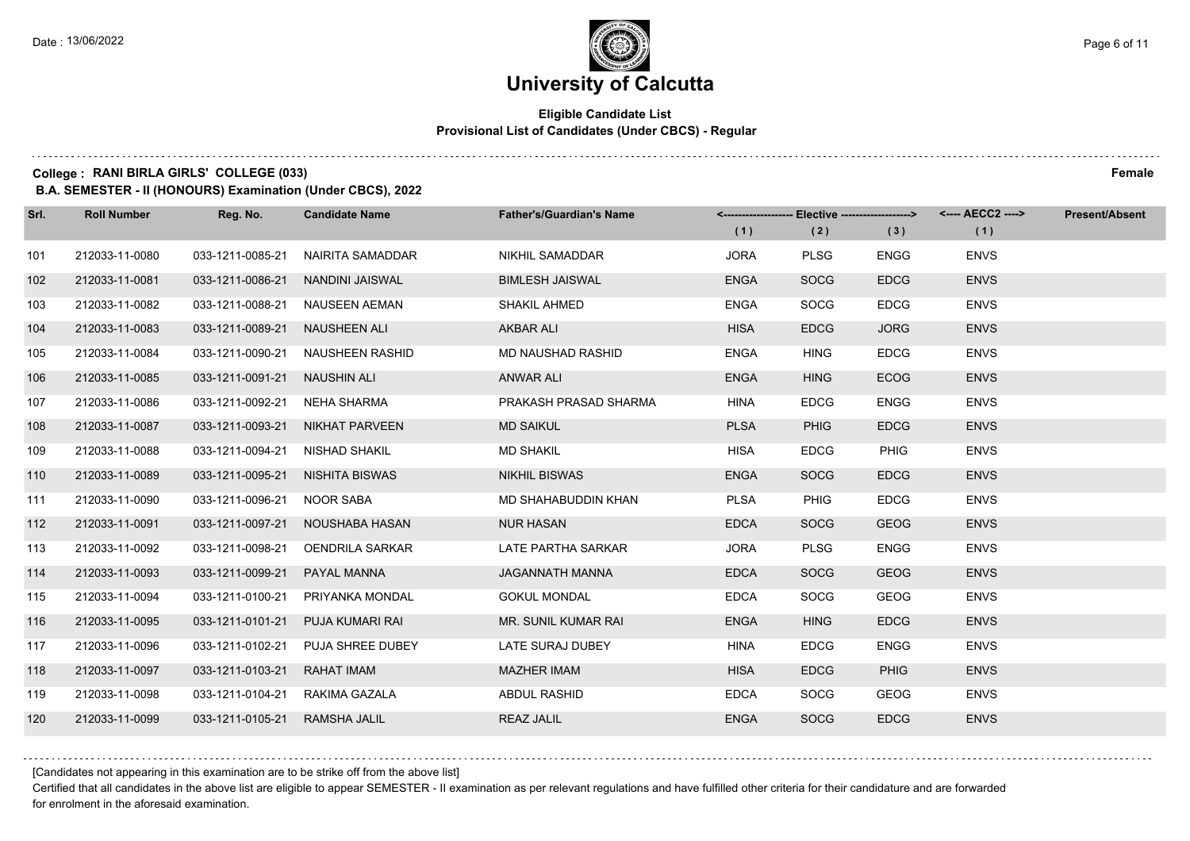Date : 13/06/2022

# University of Calcutta

**Eligible Candidate List**
**Provisional List of Candidates (Under CBCS) - Regular**

**College : RANI BIRLA GIRLS' COLLEGE (033)** **Female**

**B.A. SEMESTER - II (HONOURS) Examination (Under CBCS), 2022**

| Srl. | Roll Number | Reg. No. | Candidate Name | Father's/Guardian's Name | <------ Elective ------> | | | <---- AECC2 ----> | Present/Absent |
|---|---|---|---|---|---|---|---|---|---|
| | | | | | (1) | (2) | (3) | (1) | |
| 101 | 212033-11-0080 | 033-1211-0085-21 | NAIRITA SAMADDAR | NIKHIL SAMADDAR | JORA | PLSG | ENGG | ENVS | |
| 102 | 212033-11-0081 | 033-1211-0086-21 | NANDINI JAISWAL | BIMLESH JAISWAL | ENGA | SOCG | EDCG | ENVS | |
| 103 | 212033-11-0082 | 033-1211-0088-21 | NAUSEEN AEMAN | SHAKIL AHMED | ENGA | SOCG | EDCG | ENVS | |
| 104 | 212033-11-0083 | 033-1211-0089-21 | NAUSHEEN ALI | AKBAR ALI | HISA | EDCG | JORG | ENVS | |
| 105 | 212033-11-0084 | 033-1211-0090-21 | NAUSHEEN RASHID | MD NAUSHAD RASHID | ENGA | HING | EDCG | ENVS | |
| 106 | 212033-11-0085 | 033-1211-0091-21 | NAUSHIN ALI | ANWAR ALI | ENGA | HING | ECOG | ENVS | |
| 107 | 212033-11-0086 | 033-1211-0092-21 | NEHA SHARMA | PRAKASH PRASAD SHARMA | HINA | EDCG | ENGG | ENVS | |
| 108 | 212033-11-0087 | 033-1211-0093-21 | NIKHAT PARVEEN | MD SAIKUL | PLSA | PHIG | EDCG | ENVS | |
| 109 | 212033-11-0088 | 033-1211-0094-21 | NISHAD SHAKIL | MD SHAKIL | HISA | EDCG | PHIG | ENVS | |
| 110 | 212033-11-0089 | 033-1211-0095-21 | NISHITA BISWAS | NIKHIL BISWAS | ENGA | SOCG | EDCG | ENVS | |
| 111 | 212033-11-0090 | 033-1211-0096-21 | NOOR SABA | MD SHAHABUDDIN KHAN | PLSA | PHIG | EDCG | ENVS | |
| 112 | 212033-11-0091 | 033-1211-0097-21 | NOUSHABA HASAN | NUR HASAN | EDCA | SOCG | GEOG | ENVS | |
| 113 | 212033-11-0092 | 033-1211-0098-21 | OENDRILA SARKAR | LATE PARTHA SARKAR | JORA | PLSG | ENGG | ENVS | |
| 114 | 212033-11-0093 | 033-1211-0099-21 | PAYAL MANNA | JAGANNATH MANNA | EDCA | SOCG | GEOG | ENVS | |
| 115 | 212033-11-0094 | 033-1211-0100-21 | PRIYANKA MONDAL | GOKUL MONDAL | EDCA | SOCG | GEOG | ENVS | |
| 116 | 212033-11-0095 | 033-1211-0101-21 | PUJA KUMARI RAI | MR. SUNIL KUMAR RAI | ENGA | HING | EDCG | ENVS | |
| 117 | 212033-11-0096 | 033-1211-0102-21 | PUJA SHREE DUBEY | LATE SURAJ DUBEY | HINA | EDCG | ENGG | ENVS | |
| 118 | 212033-11-0097 | 033-1211-0103-21 | RAHAT IMAM | MAZHER IMAM | HISA | EDCG | PHIG | ENVS | |
| 119 | 212033-11-0098 | 033-1211-0104-21 | RAKIMA GAZALA | ABDUL RASHID | EDCA | SOCG | GEOG | ENVS | |
| 120 | 212033-11-0099 | 033-1211-0105-21 | RAMSHA JALIL | REAZ JALIL | ENGA | SOCG | EDCG | ENVS | |

[Candidates not appearing in this examination are to be strike off from the above list]

Certified that all candidates in the above list are eligible to appear SEMESTER - II examination as per relevant regulations and have fulfilled other criteria for their candidature and are forwarded for enrolment in the aforesaid examination.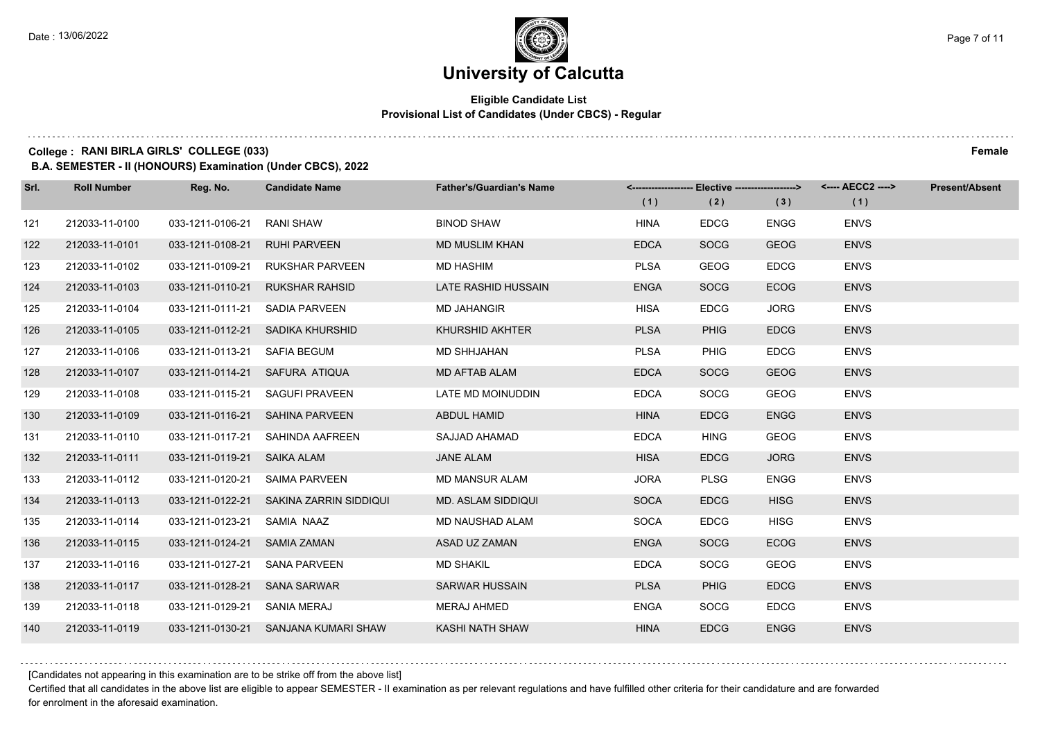# University of Calcutta

**Eligible Candidate List**
**Provisional List of Candidates (Under CBCS) - Regular**

**College : RANI BIRLA GIRLS' COLLEGE (033)** **Female**

**B.A. SEMESTER - II (HONOURS) Examination (Under CBCS), 2022**

| Srl. | Roll Number | Reg. No. | Candidate Name | Father's/Guardian's Name | Elective (1) | Elective (2) | Elective (3) | AECC2 (1) | Present/Absent |
|---|---|---|---|---|---|---|---|---|---|
| 121 | 212033-11-0100 | 033-1211-0106-21 | RANI SHAW | BINOD SHAW | HINA | EDCG | ENGG | ENVS | |
| 122 | 212033-11-0101 | 033-1211-0108-21 | RUHI PARVEEN | MD MUSLIM KHAN | EDCA | SOCG | GEOG | ENVS | |
| 123 | 212033-11-0102 | 033-1211-0109-21 | RUKSHAR PARVEEN | MD HASHIM | PLSA | GEOG | EDCG | ENVS | |
| 124 | 212033-11-0103 | 033-1211-0110-21 | RUKSHAR RAHSID | LATE RASHID HUSSAIN | ENGA | SOCG | ECOG | ENVS | |
| 125 | 212033-11-0104 | 033-1211-0111-21 | SADIA PARVEEN | MD JAHANGIR | HISA | EDCG | JORG | ENVS | |
| 126 | 212033-11-0105 | 033-1211-0112-21 | SADIKA KHURSHID | KHURSHID AKHTER | PLSA | PHIG | EDCG | ENVS | |
| 127 | 212033-11-0106 | 033-1211-0113-21 | SAFIA BEGUM | MD SHHJAHAN | PLSA | PHIG | EDCG | ENVS | |
| 128 | 212033-11-0107 | 033-1211-0114-21 | SAFURA ATIQUA | MD AFTAB ALAM | EDCA | SOCG | GEOG | ENVS | |
| 129 | 212033-11-0108 | 033-1211-0115-21 | SAGUFI PRAVEEN | LATE MD MOINUDDIN | EDCA | SOCG | GEOG | ENVS | |
| 130 | 212033-11-0109 | 033-1211-0116-21 | SAHINA PARVEEN | ABDUL HAMID | HINA | EDCG | ENGG | ENVS | |
| 131 | 212033-11-0110 | 033-1211-0117-21 | SAHINDA AAFREEN | SAJJAD AHAMAD | EDCA | HING | GEOG | ENVS | |
| 132 | 212033-11-0111 | 033-1211-0119-21 | SAIKA ALAM | JANE ALAM | HISA | EDCG | JORG | ENVS | |
| 133 | 212033-11-0112 | 033-1211-0120-21 | SAIMA PARVEEN | MD MANSUR ALAM | JORA | PLSG | ENGG | ENVS | |
| 134 | 212033-11-0113 | 033-1211-0122-21 | SAKINA ZARRIN SIDDIQUI | MD. ASLAM SIDDIQUI | SOCA | EDCG | HISG | ENVS | |
| 135 | 212033-11-0114 | 033-1211-0123-21 | SAMIA NAAZ | MD NAUSHAD ALAM | SOCA | EDCG | HISG | ENVS | |
| 136 | 212033-11-0115 | 033-1211-0124-21 | SAMIA ZAMAN | ASAD UZ ZAMAN | ENGA | SOCG | ECOG | ENVS | |
| 137 | 212033-11-0116 | 033-1211-0127-21 | SANA PARVEEN | MD SHAKIL | EDCA | SOCG | GEOG | ENVS | |
| 138 | 212033-11-0117 | 033-1211-0128-21 | SANA SARWAR | SARWAR HUSSAIN | PLSA | PHIG | EDCG | ENVS | |
| 139 | 212033-11-0118 | 033-1211-0129-21 | SANIA MERAJ | MERAJ AHMED | ENGA | SOCG | EDCG | ENVS | |
| 140 | 212033-11-0119 | 033-1211-0130-21 | SANJANA KUMARI SHAW | KASHI NATH SHAW | HINA | EDCG | ENGG | ENVS | |

[Candidates not appearing in this examination are to be strike off from the above list]

Certified that all candidates in the above list are eligible to appear SEMESTER - II examination as per relevant regulations and have fulfilled other criteria for their candidature and are forwarded for enrolment in the aforesaid examination.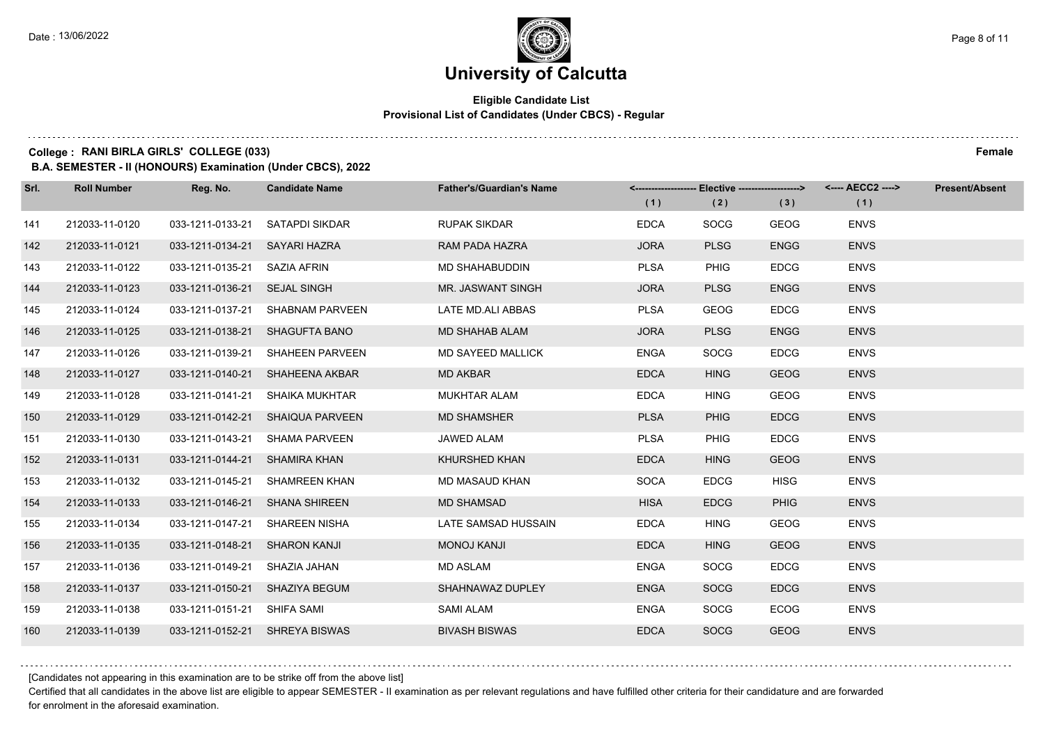# University of Calcutta

**Eligible Candidate List**
**Provisional List of Candidates (Under CBCS) - Regular**

**College : RANI BIRLA GIRLS' COLLEGE (033)** **Female**

**B.A. SEMESTER - II (HONOURS) Examination (Under CBCS), 2022**

| Srl. | Roll Number | Reg. No. | Candidate Name | Father's/Guardian's Name | Elective (1) | Elective (2) | Elective (3) | AECC2 (1) | Present/Absent |
|---|---|---|---|---|---|---|---|---|---|
| 141 | 212033-11-0120 | 033-1211-0133-21 | SATAPDI SIKDAR | RUPAK SIKDAR | EDCA | SOCG | GEOG | ENVS | |
| 142 | 212033-11-0121 | 033-1211-0134-21 | SAYARI HAZRA | RAM PADA HAZRA | JORA | PLSG | ENGG | ENVS | |
| 143 | 212033-11-0122 | 033-1211-0135-21 | SAZIA AFRIN | MD SHAHABUDDIN | PLSA | PHIG | EDCG | ENVS | |
| 144 | 212033-11-0123 | 033-1211-0136-21 | SEJAL SINGH | MR. JASWANT SINGH | JORA | PLSG | ENGG | ENVS | |
| 145 | 212033-11-0124 | 033-1211-0137-21 | SHABNAM PARVEEN | LATE MD.ALI ABBAS | PLSA | GEOG | EDCG | ENVS | |
| 146 | 212033-11-0125 | 033-1211-0138-21 | SHAGUFTA BANO | MD SHAHAB ALAM | JORA | PLSG | ENGG | ENVS | |
| 147 | 212033-11-0126 | 033-1211-0139-21 | SHAHEEN PARVEEN | MD SAYEED MALLICK | ENGA | SOCG | EDCG | ENVS | |
| 148 | 212033-11-0127 | 033-1211-0140-21 | SHAHEENA AKBAR | MD AKBAR | EDCA | HING | GEOG | ENVS | |
| 149 | 212033-11-0128 | 033-1211-0141-21 | SHAIKA MUKHTAR | MUKHTAR ALAM | EDCA | HING | GEOG | ENVS | |
| 150 | 212033-11-0129 | 033-1211-0142-21 | SHAIQUA PARVEEN | MD SHAMSHER | PLSA | PHIG | EDCG | ENVS | |
| 151 | 212033-11-0130 | 033-1211-0143-21 | SHAMA PARVEEN | JAWED ALAM | PLSA | PHIG | EDCG | ENVS | |
| 152 | 212033-11-0131 | 033-1211-0144-21 | SHAMIRA KHAN | KHURSHED KHAN | EDCA | HING | GEOG | ENVS | |
| 153 | 212033-11-0132 | 033-1211-0145-21 | SHAMREEN KHAN | MD MASAUD KHAN | SOCA | EDCG | HISG | ENVS | |
| 154 | 212033-11-0133 | 033-1211-0146-21 | SHANA SHIREEN | MD SHAMSAD | HISA | EDCG | PHIG | ENVS | |
| 155 | 212033-11-0134 | 033-1211-0147-21 | SHAREEN NISHA | LATE SAMSAD HUSSAIN | EDCA | HING | GEOG | ENVS | |
| 156 | 212033-11-0135 | 033-1211-0148-21 | SHARON KANJI | MONOJ KANJI | EDCA | HING | GEOG | ENVS | |
| 157 | 212033-11-0136 | 033-1211-0149-21 | SHAZIA JAHAN | MD ASLAM | ENGA | SOCG | EDCG | ENVS | |
| 158 | 212033-11-0137 | 033-1211-0150-21 | SHAZIYA BEGUM | SHAHNAWAZ DUPLEY | ENGA | SOCG | EDCG | ENVS | |
| 159 | 212033-11-0138 | 033-1211-0151-21 | SHIFA SAMI | SAMI ALAM | ENGA | SOCG | ECOG | ENVS | |
| 160 | 212033-11-0139 | 033-1211-0152-21 | SHREYA BISWAS | BIVASH BISWAS | EDCA | SOCG | GEOG | ENVS | |

[Candidates not appearing in this examination are to be strike off from the above list]

Certified that all candidates in the above list are eligible to appear SEMESTER - II examination as per relevant regulations and have fulfilled other criteria for their candidature and are forwarded for enrolment in the aforesaid examination.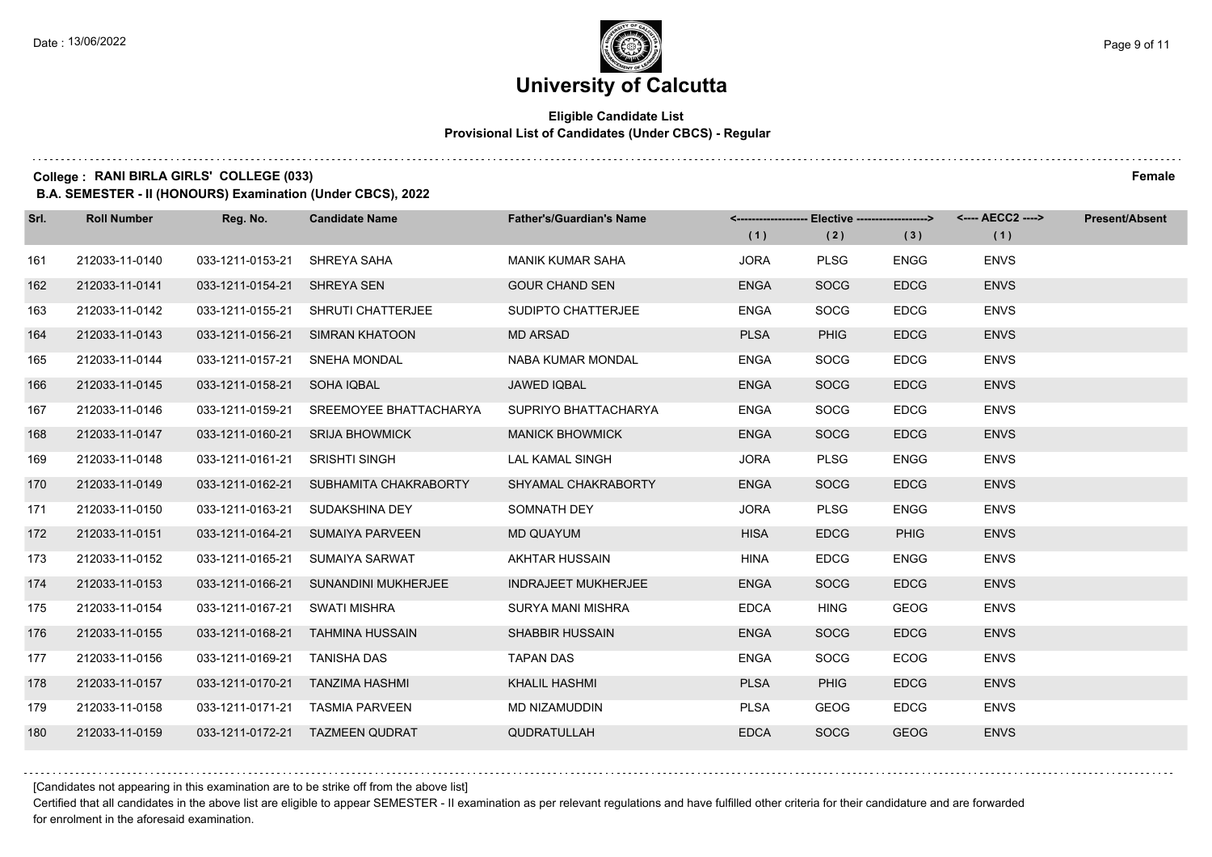# University of Calcutta

**Eligible Candidate List**
**Provisional List of Candidates (Under CBCS) - Regular**

**College : RANI BIRLA GIRLS' COLLEGE (033)** **Female**

**B.A. SEMESTER - II (HONOURS) Examination (Under CBCS), 2022**

| Srl. | Roll Number | Reg. No. | Candidate Name | Father's/Guardian's Name | Elective (1) | Elective (2) | Elective (3) | AECC2 (1) | Present/Absent |
|---|---|---|---|---|---|---|---|---|---|
| 161 | 212033-11-0140 | 033-1211-0153-21 | SHREYA SAHA | MANIK KUMAR SAHA | JORA | PLSG | ENGG | ENVS | |
| 162 | 212033-11-0141 | 033-1211-0154-21 | SHREYA SEN | GOUR CHAND SEN | ENGA | SOCG | EDCG | ENVS | |
| 163 | 212033-11-0142 | 033-1211-0155-21 | SHRUTI CHATTERJEE | SUDIPTO CHATTERJEE | ENGA | SOCG | EDCG | ENVS | |
| 164 | 212033-11-0143 | 033-1211-0156-21 | SIMRAN KHATOON | MD ARSAD | PLSA | PHIG | EDCG | ENVS | |
| 165 | 212033-11-0144 | 033-1211-0157-21 | SNEHA MONDAL | NABA KUMAR MONDAL | ENGA | SOCG | EDCG | ENVS | |
| 166 | 212033-11-0145 | 033-1211-0158-21 | SOHA IQBAL | JAWED IQBAL | ENGA | SOCG | EDCG | ENVS | |
| 167 | 212033-11-0146 | 033-1211-0159-21 | SREEMOYEE BHATTACHARYA | SUPRIYO BHATTACHARYA | ENGA | SOCG | EDCG | ENVS | |
| 168 | 212033-11-0147 | 033-1211-0160-21 | SRIJA BHOWMICK | MANICK BHOWMICK | ENGA | SOCG | EDCG | ENVS | |
| 169 | 212033-11-0148 | 033-1211-0161-21 | SRISHTI SINGH | LAL KAMAL SINGH | JORA | PLSG | ENGG | ENVS | |
| 170 | 212033-11-0149 | 033-1211-0162-21 | SUBHAMITA CHAKRABORTY | SHYAMAL CHAKRABORTY | ENGA | SOCG | EDCG | ENVS | |
| 171 | 212033-11-0150 | 033-1211-0163-21 | SUDAKSHINA DEY | SOMNATH DEY | JORA | PLSG | ENGG | ENVS | |
| 172 | 212033-11-0151 | 033-1211-0164-21 | SUMAIYA PARVEEN | MD QUAYUM | HISA | EDCG | PHIG | ENVS | |
| 173 | 212033-11-0152 | 033-1211-0165-21 | SUMAIYA SARWAT | AKHTAR HUSSAIN | HINA | EDCG | ENGG | ENVS | |
| 174 | 212033-11-0153 | 033-1211-0166-21 | SUNANDINI MUKHERJEE | INDRAJEET MUKHERJEE | ENGA | SOCG | EDCG | ENVS | |
| 175 | 212033-11-0154 | 033-1211-0167-21 | SWATI MISHRA | SURYA MANI MISHRA | EDCA | HING | GEOG | ENVS | |
| 176 | 212033-11-0155 | 033-1211-0168-21 | TAHMINA HUSSAIN | SHABBIR HUSSAIN | ENGA | SOCG | EDCG | ENVS | |
| 177 | 212033-11-0156 | 033-1211-0169-21 | TANISHA DAS | TAPAN DAS | ENGA | SOCG | ECOG | ENVS | |
| 178 | 212033-11-0157 | 033-1211-0170-21 | TANZIMA HASHMI | KHALIL HASHMI | PLSA | PHIG | EDCG | ENVS | |
| 179 | 212033-11-0158 | 033-1211-0171-21 | TASMIA PARVEEN | MD NIZAMUDDIN | PLSA | GEOG | EDCG | ENVS | |
| 180 | 212033-11-0159 | 033-1211-0172-21 | TAZMEEN QUDRAT | QUDRATULLAH | EDCA | SOCG | GEOG | ENVS | |

[Candidates not appearing in this examination are to be strike off from the above list]

Certified that all candidates in the above list are eligible to appear SEMESTER - II examination as per relevant regulations and have fulfilled other criteria for their candidature and are forwarded for enrolment in the aforesaid examination.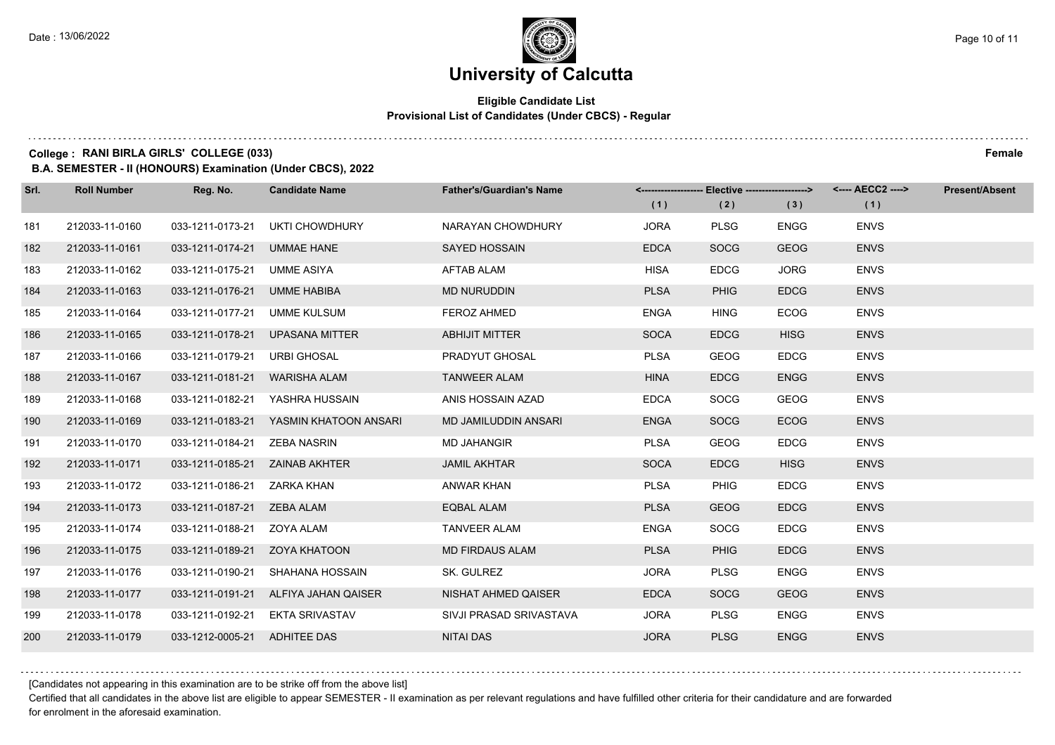# University of Calcutta

**Eligible Candidate List**
**Provisional List of Candidates (Under CBCS) - Regular**

**College : RANI BIRLA GIRLS' COLLEGE (033)** **Female**

**B.A. SEMESTER - II (HONOURS) Examination (Under CBCS), 2022**

| Srl. | Roll Number | Reg. No. | Candidate Name | Father's/Guardian's Name | Elective (1) | Elective (2) | Elective (3) | AECC2 (1) | Present/Absent |
|---|---|---|---|---|---|---|---|---|---|
| 181 | 212033-11-0160 | 033-1211-0173-21 | UKTI CHOWDHURY | NARAYAN CHOWDHURY | JORA | PLSG | ENGG | ENVS | |
| 182 | 212033-11-0161 | 033-1211-0174-21 | UMMAE HANE | SAYED HOSSAIN | EDCA | SOCG | GEOG | ENVS | |
| 183 | 212033-11-0162 | 033-1211-0175-21 | UMME ASIYA | AFTAB ALAM | HISA | EDCG | JORG | ENVS | |
| 184 | 212033-11-0163 | 033-1211-0176-21 | UMME HABIBA | MD NURUDDIN | PLSA | PHIG | EDCG | ENVS | |
| 185 | 212033-11-0164 | 033-1211-0177-21 | UMME KULSUM | FEROZ AHMED | ENGA | HING | ECOG | ENVS | |
| 186 | 212033-11-0165 | 033-1211-0178-21 | UPASANA MITTER | ABHIJIT MITTER | SOCA | EDCG | HISG | ENVS | |
| 187 | 212033-11-0166 | 033-1211-0179-21 | URBI GHOSAL | PRADYUT GHOSAL | PLSA | GEOG | EDCG | ENVS | |
| 188 | 212033-11-0167 | 033-1211-0181-21 | WARISHA ALAM | TANWEER ALAM | HINA | EDCG | ENGG | ENVS | |
| 189 | 212033-11-0168 | 033-1211-0182-21 | YASHRA HUSSAIN | ANIS HOSSAIN AZAD | EDCA | SOCG | GEOG | ENVS | |
| 190 | 212033-11-0169 | 033-1211-0183-21 | YASMIN KHATOON ANSARI | MD JAMILUDDIN ANSARI | ENGA | SOCG | ECOG | ENVS | |
| 191 | 212033-11-0170 | 033-1211-0184-21 | ZEBA NASRIN | MD JAHANGIR | PLSA | GEOG | EDCG | ENVS | |
| 192 | 212033-11-0171 | 033-1211-0185-21 | ZAINAB AKHTER | JAMIL AKHTAR | SOCA | EDCG | HISG | ENVS | |
| 193 | 212033-11-0172 | 033-1211-0186-21 | ZARKA KHAN | ANWAR KHAN | PLSA | PHIG | EDCG | ENVS | |
| 194 | 212033-11-0173 | 033-1211-0187-21 | ZEBA ALAM | EQBAL ALAM | PLSA | GEOG | EDCG | ENVS | |
| 195 | 212033-11-0174 | 033-1211-0188-21 | ZOYA ALAM | TANVEER ALAM | ENGA | SOCG | EDCG | ENVS | |
| 196 | 212033-11-0175 | 033-1211-0189-21 | ZOYA KHATOON | MD FIRDAUS ALAM | PLSA | PHIG | EDCG | ENVS | |
| 197 | 212033-11-0176 | 033-1211-0190-21 | SHAHANA HOSSAIN | SK. GULREZ | JORA | PLSG | ENGG | ENVS | |
| 198 | 212033-11-0177 | 033-1211-0191-21 | ALFIYA JAHAN QAISER | NISHAT AHMED QAISER | EDCA | SOCG | GEOG | ENVS | |
| 199 | 212033-11-0178 | 033-1211-0192-21 | EKTA SRIVASTAV | SIVJI PRASAD SRIVASTAVA | JORA | PLSG | ENGG | ENVS | |
| 200 | 212033-11-0179 | 033-1212-0005-21 | ADHITEE DAS | NITAI DAS | JORA | PLSG | ENGG | ENVS | |

[Candidates not appearing in this examination are to be strike off from the above list]

Certified that all candidates in the above list are eligible to appear SEMESTER - II examination as per relevant regulations and have fulfilled other criteria for their candidature and are forwarded for enrolment in the aforesaid examination.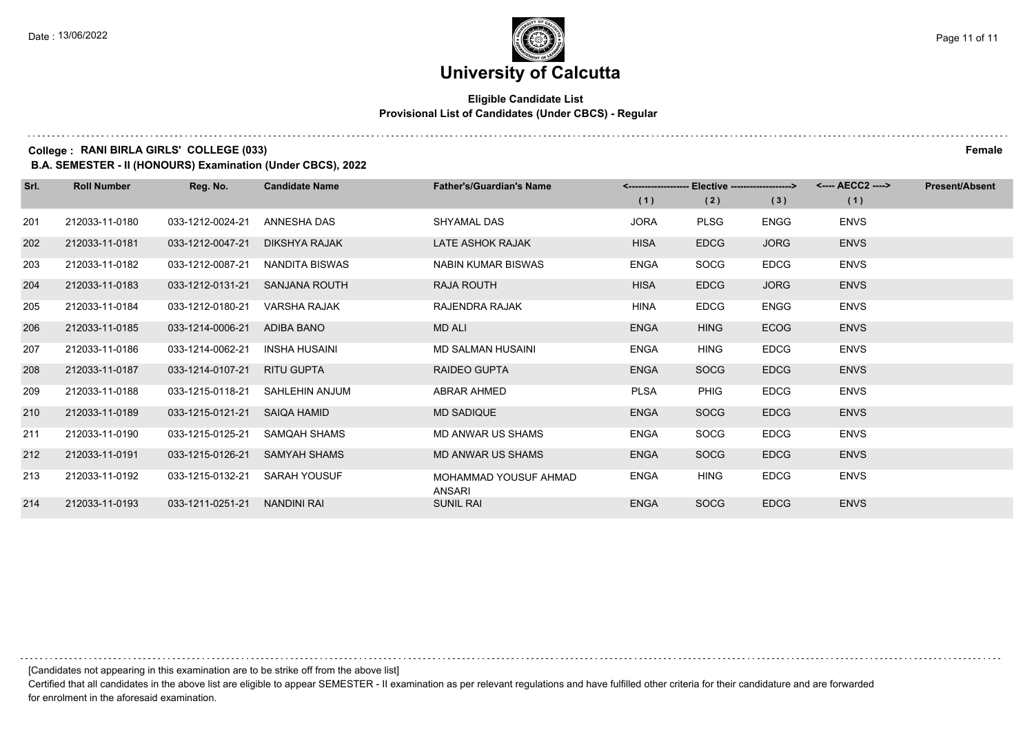# University of Calcutta

**Eligible Candidate List**
**Provisional List of Candidates (Under CBCS) - Regular**

**College : RANI BIRLA GIRLS' COLLEGE (033)** **Female**

**B.A. SEMESTER - II (HONOURS) Examination (Under CBCS), 2022**

| Srl. | Roll Number | Reg. No. | Candidate Name | Father's/Guardian's Name | Elective (1) | Elective (2) | Elective (3) | AECC2 (1) | Present/Absent |
|---|---|---|---|---|---|---|---|---|---|
| 201 | 212033-11-0180 | 033-1212-0024-21 | ANNESHA DAS | SHYAMAL DAS | JORA | PLSG | ENGG | ENVS | |
| 202 | 212033-11-0181 | 033-1212-0047-21 | DIKSHYA RAJAK | LATE ASHOK RAJAK | HISA | EDCG | JORG | ENVS | |
| 203 | 212033-11-0182 | 033-1212-0087-21 | NANDITA BISWAS | NABIN KUMAR BISWAS | ENGA | SOCG | EDCG | ENVS | |
| 204 | 212033-11-0183 | 033-1212-0131-21 | SANJANA ROUTH | RAJA ROUTH | HISA | EDCG | JORG | ENVS | |
| 205 | 212033-11-0184 | 033-1212-0180-21 | VARSHA RAJAK | RAJENDRA RAJAK | HINA | EDCG | ENGG | ENVS | |
| 206 | 212033-11-0185 | 033-1214-0006-21 | ADIBA BANO | MD ALI | ENGA | HING | ECOG | ENVS | |
| 207 | 212033-11-0186 | 033-1214-0062-21 | INSHA HUSAINI | MD SALMAN HUSAINI | ENGA | HING | EDCG | ENVS | |
| 208 | 212033-11-0187 | 033-1214-0107-21 | RITU GUPTA | RAIDEO GUPTA | ENGA | SOCG | EDCG | ENVS | |
| 209 | 212033-11-0188 | 033-1215-0118-21 | SAHLEHIN ANJUM | ABRAR AHMED | PLSA | PHIG | EDCG | ENVS | |
| 210 | 212033-11-0189 | 033-1215-0121-21 | SAIQA HAMID | MD SADIQUE | ENGA | SOCG | EDCG | ENVS | |
| 211 | 212033-11-0190 | 033-1215-0125-21 | SAMQAH SHAMS | MD ANWAR US SHAMS | ENGA | SOCG | EDCG | ENVS | |
| 212 | 212033-11-0191 | 033-1215-0126-21 | SAMYAH SHAMS | MD ANWAR US SHAMS | ENGA | SOCG | EDCG | ENVS | |
| 213 | 212033-11-0192 | 033-1215-0132-21 | SARAH YOUSUF | MOHAMMAD YOUSUF AHMAD ANSARI | ENGA | HING | EDCG | ENVS | |
| 214 | 212033-11-0193 | 033-1211-0251-21 | NANDINI RAI | SUNIL RAI | ENGA | SOCG | EDCG | ENVS | |

[Candidates not appearing in this examination are to be strike off from the above list]

Certified that all candidates in the above list are eligible to appear SEMESTER - II examination as per relevant regulations and have fulfilled other criteria for their candidature and are forwarded for enrolment in the aforesaid examination.